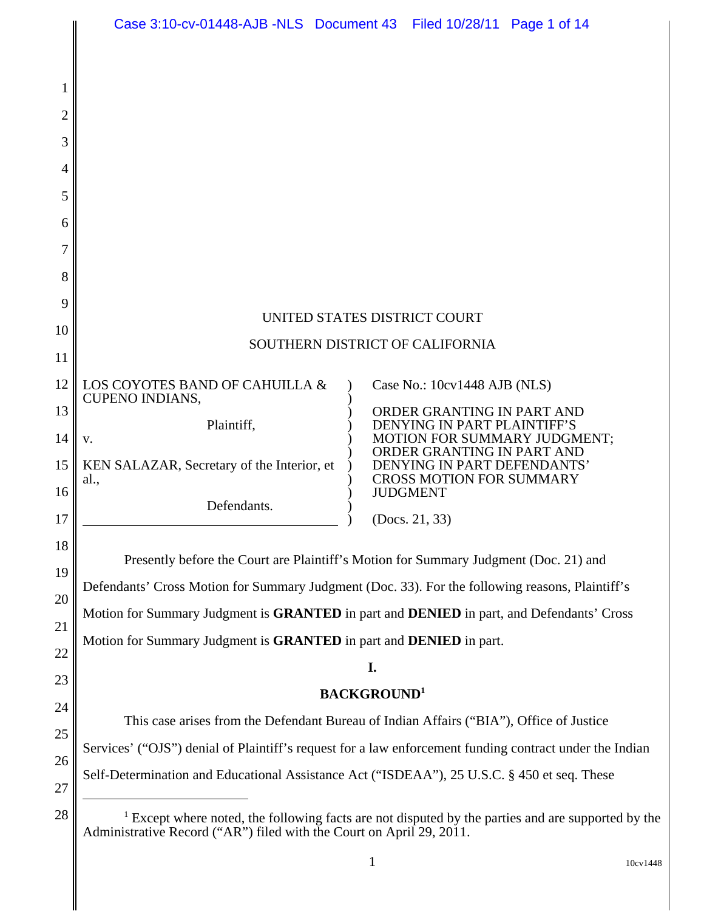UNITED STATES DISTRICT COURT

SOUTHERN DISTRICT OF CALIFORNIA

| | |
|---|---|
| LOS COYOTES BAND OF CAHUILLA & CUPENO INDIANS,<br><br>Plaintiff,<br><br>v.<br><br>KEN SALAZAR, Secretary of the Interior, et al.,<br><br>Defendants. | Case No.: 10cv1448 AJB (NLS)<br><br>ORDER GRANTING IN PART AND DENYING IN PART PLAINTIFF'S MOTION FOR SUMMARY JUDGMENT; ORDER GRANTING IN PART AND DENYING IN PART DEFENDANTS' CROSS MOTION FOR SUMMARY JUDGMENT<br><br>(Docs. 21, 33) |

Presently before the Court are Plaintiff's Motion for Summary Judgment (Doc. 21) and Defendants' Cross Motion for Summary Judgment (Doc. 33). For the following reasons, Plaintiff's Motion for Summary Judgment is **GRANTED** in part and **DENIED** in part, and Defendants' Cross Motion for Summary Judgment is **GRANTED** in part and **DENIED** in part.

## I.

## BACKGROUND[1]

This case arises from the Defendant Bureau of Indian Affairs ("BIA"), Office of Justice Services' ("OJS") denial of Plaintiff's request for a law enforcement funding contract under the Indian Self-Determination and Educational Assistance Act ("ISDEAA"), 25 U.S.C. § 450 et seq. These

[1] Except where noted, the following facts are not disputed by the parties and are supported by the Administrative Record ("AR") filed with the Court on April 29, 2011.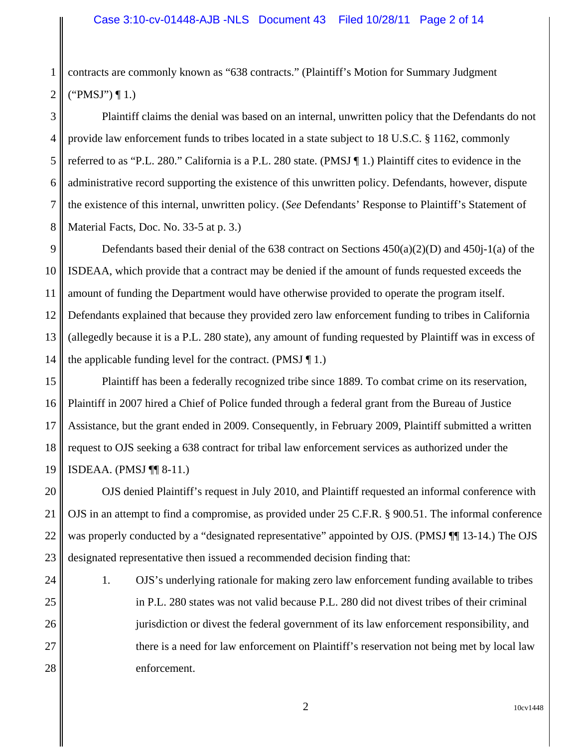contracts are commonly known as "638 contracts." (Plaintiff's Motion for Summary Judgment ("PMSJ") ¶ 1.)

Plaintiff claims the denial was based on an internal, unwritten policy that the Defendants do not provide law enforcement funds to tribes located in a state subject to 18 U.S.C. § 1162, commonly referred to as "P.L. 280." California is a P.L. 280 state. (PMSJ ¶ 1.) Plaintiff cites to evidence in the administrative record supporting the existence of this unwritten policy. Defendants, however, dispute the existence of this internal, unwritten policy. (*See* Defendants' Response to Plaintiff's Statement of Material Facts, Doc. No. 33-5 at p. 3.)

Defendants based their denial of the 638 contract on Sections 450(a)(2)(D) and 450j-1(a) of the ISDEAA, which provide that a contract may be denied if the amount of funds requested exceeds the amount of funding the Department would have otherwise provided to operate the program itself. Defendants explained that because they provided zero law enforcement funding to tribes in California (allegedly because it is a P.L. 280 state), any amount of funding requested by Plaintiff was in excess of the applicable funding level for the contract. (PMSJ ¶ 1.)

Plaintiff has been a federally recognized tribe since 1889. To combat crime on its reservation, Plaintiff in 2007 hired a Chief of Police funded through a federal grant from the Bureau of Justice Assistance, but the grant ended in 2009. Consequently, in February 2009, Plaintiff submitted a written request to OJS seeking a 638 contract for tribal law enforcement services as authorized under the ISDEAA. (PMSJ ¶¶ 8-11.)

OJS denied Plaintiff's request in July 2010, and Plaintiff requested an informal conference with OJS in an attempt to find a compromise, as provided under 25 C.F.R. § 900.51. The informal conference was properly conducted by a "designated representative" appointed by OJS. (PMSJ ¶¶ 13-14.) The OJS designated representative then issued a recommended decision finding that:

1. OJS's underlying rationale for making zero law enforcement funding available to tribes in P.L. 280 states was not valid because P.L. 280 did not divest tribes of their criminal jurisdiction or divest the federal government of its law enforcement responsibility, and there is a need for law enforcement on Plaintiff's reservation not being met by local law enforcement.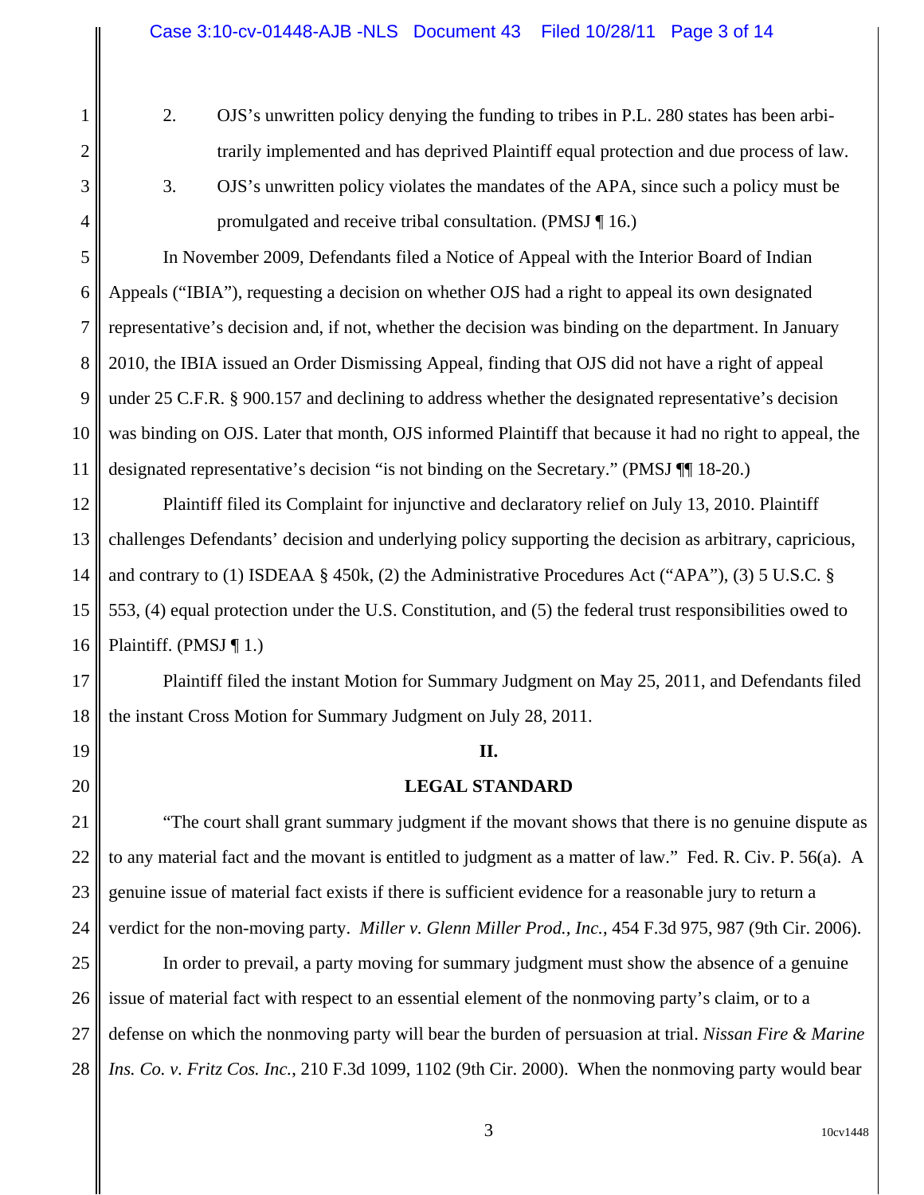2. OJS's unwritten policy denying the funding to tribes in P.L. 280 states has been arbitrarily implemented and has deprived Plaintiff equal protection and due process of law.
3. OJS's unwritten policy violates the mandates of the APA, since such a policy must be promulgated and receive tribal consultation. (PMSJ ¶ 16.)

In November 2009, Defendants filed a Notice of Appeal with the Interior Board of Indian Appeals ("IBIA"), requesting a decision on whether OJS had a right to appeal its own designated representative's decision and, if not, whether the decision was binding on the department. In January 2010, the IBIA issued an Order Dismissing Appeal, finding that OJS did not have a right of appeal under 25 C.F.R. § 900.157 and declining to address whether the designated representative's decision was binding on OJS. Later that month, OJS informed Plaintiff that because it had no right to appeal, the designated representative's decision "is not binding on the Secretary." (PMSJ ¶¶ 18-20.)

Plaintiff filed its Complaint for injunctive and declaratory relief on July 13, 2010. Plaintiff challenges Defendants' decision and underlying policy supporting the decision as arbitrary, capricious, and contrary to (1) ISDEAA § 450k, (2) the Administrative Procedures Act ("APA"), (3) 5 U.S.C. § 553, (4) equal protection under the U.S. Constitution, and (5) the federal trust responsibilities owed to Plaintiff. (PMSJ ¶ 1.)

Plaintiff filed the instant Motion for Summary Judgment on May 25, 2011, and Defendants filed the instant Cross Motion for Summary Judgment on July 28, 2011.

## II.

## LEGAL STANDARD

"The court shall grant summary judgment if the movant shows that there is no genuine dispute as to any material fact and the movant is entitled to judgment as a matter of law." Fed. R. Civ. P. 56(a). A genuine issue of material fact exists if there is sufficient evidence for a reasonable jury to return a verdict for the non-moving party. *Miller v. Glenn Miller Prod., Inc.*, 454 F.3d 975, 987 (9th Cir. 2006).

In order to prevail, a party moving for summary judgment must show the absence of a genuine issue of material fact with respect to an essential element of the nonmoving party's claim, or to a defense on which the nonmoving party will bear the burden of persuasion at trial. *Nissan Fire & Marine Ins. Co. v. Fritz Cos. Inc.*, 210 F.3d 1099, 1102 (9th Cir. 2000). When the nonmoving party would bear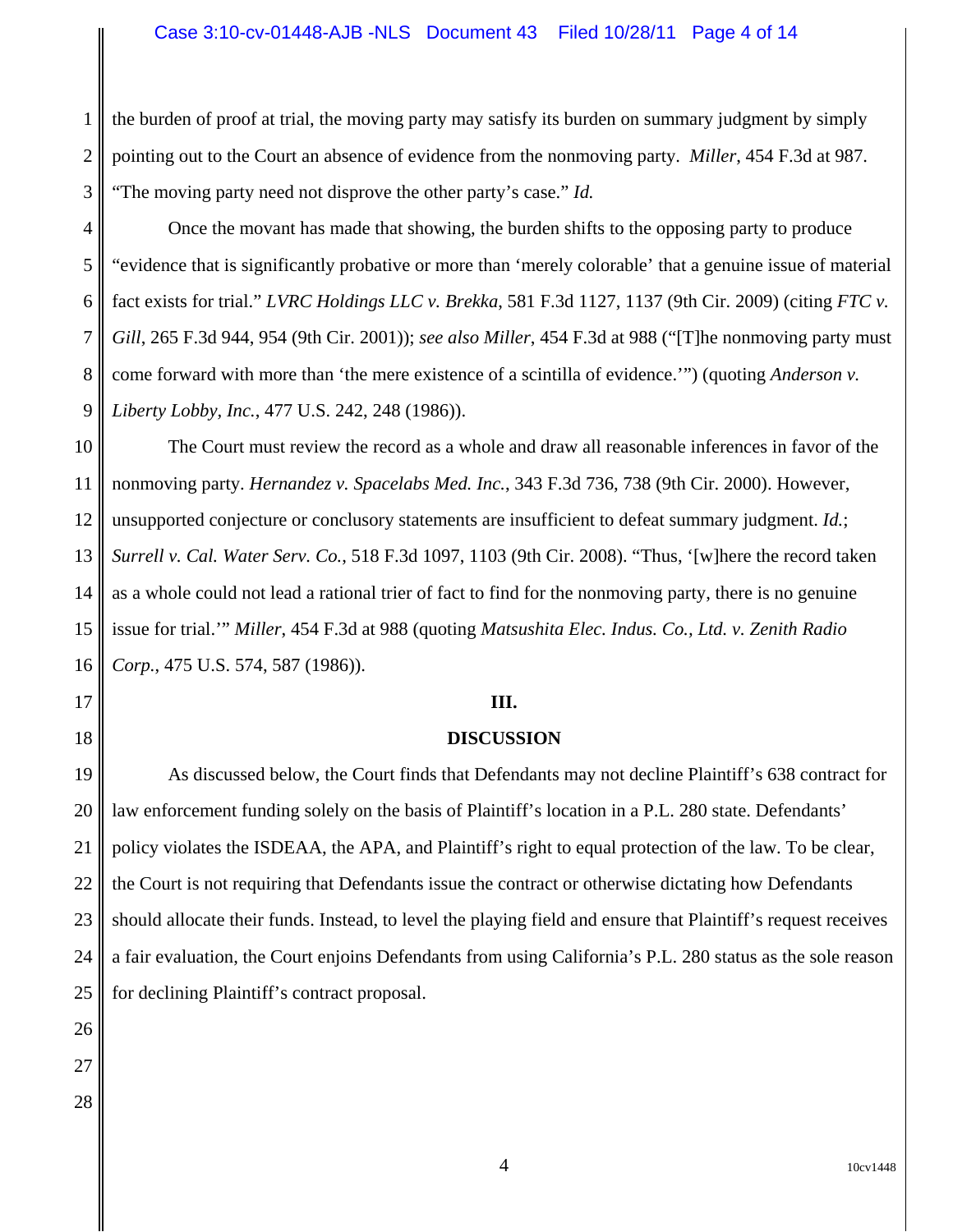the burden of proof at trial, the moving party may satisfy its burden on summary judgment by simply pointing out to the Court an absence of evidence from the nonmoving party. *Miller*, 454 F.3d at 987. "The moving party need not disprove the other party's case." *Id.*

Once the movant has made that showing, the burden shifts to the opposing party to produce "evidence that is significantly probative or more than 'merely colorable' that a genuine issue of material fact exists for trial." *LVRC Holdings LLC v. Brekka*, 581 F.3d 1127, 1137 (9th Cir. 2009) (citing *FTC v. Gill*, 265 F.3d 944, 954 (9th Cir. 2001)); *see also Miller*, 454 F.3d at 988 ("[T]he nonmoving party must come forward with more than 'the mere existence of a scintilla of evidence.'") (quoting *Anderson v. Liberty Lobby, Inc.*, 477 U.S. 242, 248 (1986)).

The Court must review the record as a whole and draw all reasonable inferences in favor of the nonmoving party. *Hernandez v. Spacelabs Med. Inc.*, 343 F.3d 736, 738 (9th Cir. 2000). However, unsupported conjecture or conclusory statements are insufficient to defeat summary judgment. *Id.*; *Surrell v. Cal. Water Serv. Co.*, 518 F.3d 1097, 1103 (9th Cir. 2008). "Thus, '[w]here the record taken as a whole could not lead a rational trier of fact to find for the nonmoving party, there is no genuine issue for trial.'" *Miller*, 454 F.3d at 988 (quoting *Matsushita Elec. Indus. Co., Ltd. v. Zenith Radio Corp.*, 475 U.S. 574, 587 (1986)).

## III.

## DISCUSSION

As discussed below, the Court finds that Defendants may not decline Plaintiff's 638 contract for law enforcement funding solely on the basis of Plaintiff's location in a P.L. 280 state. Defendants' policy violates the ISDEAA, the APA, and Plaintiff's right to equal protection of the law. To be clear, the Court is not requiring that Defendants issue the contract or otherwise dictating how Defendants should allocate their funds. Instead, to level the playing field and ensure that Plaintiff's request receives a fair evaluation, the Court enjoins Defendants from using California's P.L. 280 status as the sole reason for declining Plaintiff's contract proposal.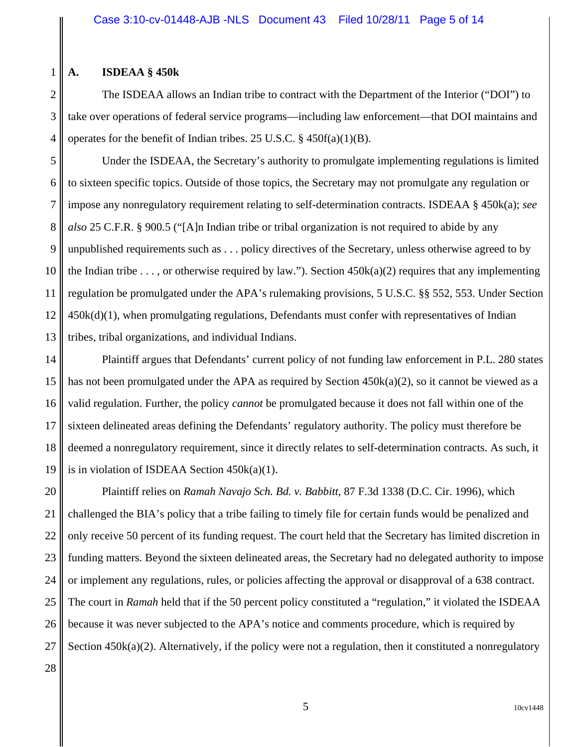### A. ISDEAA § 450k

The ISDEAA allows an Indian tribe to contract with the Department of the Interior ("DOI") to take over operations of federal service programs—including law enforcement—that DOI maintains and operates for the benefit of Indian tribes. 25 U.S.C. § 450f(a)(1)(B).

Under the ISDEAA, the Secretary's authority to promulgate implementing regulations is limited to sixteen specific topics. Outside of those topics, the Secretary may not promulgate any regulation or impose any nonregulatory requirement relating to self-determination contracts. ISDEAA § 450k(a); *see also* 25 C.F.R. § 900.5 ("[A]n Indian tribe or tribal organization is not required to abide by any unpublished requirements such as . . . policy directives of the Secretary, unless otherwise agreed to by the Indian tribe . . . , or otherwise required by law."). Section 450k(a)(2) requires that any implementing regulation be promulgated under the APA's rulemaking provisions, 5 U.S.C. §§ 552, 553. Under Section 450k(d)(1), when promulgating regulations, Defendants must confer with representatives of Indian tribes, tribal organizations, and individual Indians.

Plaintiff argues that Defendants' current policy of not funding law enforcement in P.L. 280 states has not been promulgated under the APA as required by Section 450k(a)(2), so it cannot be viewed as a valid regulation. Further, the policy *cannot* be promulgated because it does not fall within one of the sixteen delineated areas defining the Defendants' regulatory authority. The policy must therefore be deemed a nonregulatory requirement, since it directly relates to self-determination contracts. As such, it is in violation of ISDEAA Section 450k(a)(1).

Plaintiff relies on *Ramah Navajo Sch. Bd. v. Babbitt*, 87 F.3d 1338 (D.C. Cir. 1996), which challenged the BIA's policy that a tribe failing to timely file for certain funds would be penalized and only receive 50 percent of its funding request. The court held that the Secretary has limited discretion in funding matters. Beyond the sixteen delineated areas, the Secretary had no delegated authority to impose or implement any regulations, rules, or policies affecting the approval or disapproval of a 638 contract. The court in *Ramah* held that if the 50 percent policy constituted a "regulation," it violated the ISDEAA because it was never subjected to the APA's notice and comments procedure, which is required by Section 450k(a)(2). Alternatively, if the policy were not a regulation, then it constituted a nonregulatory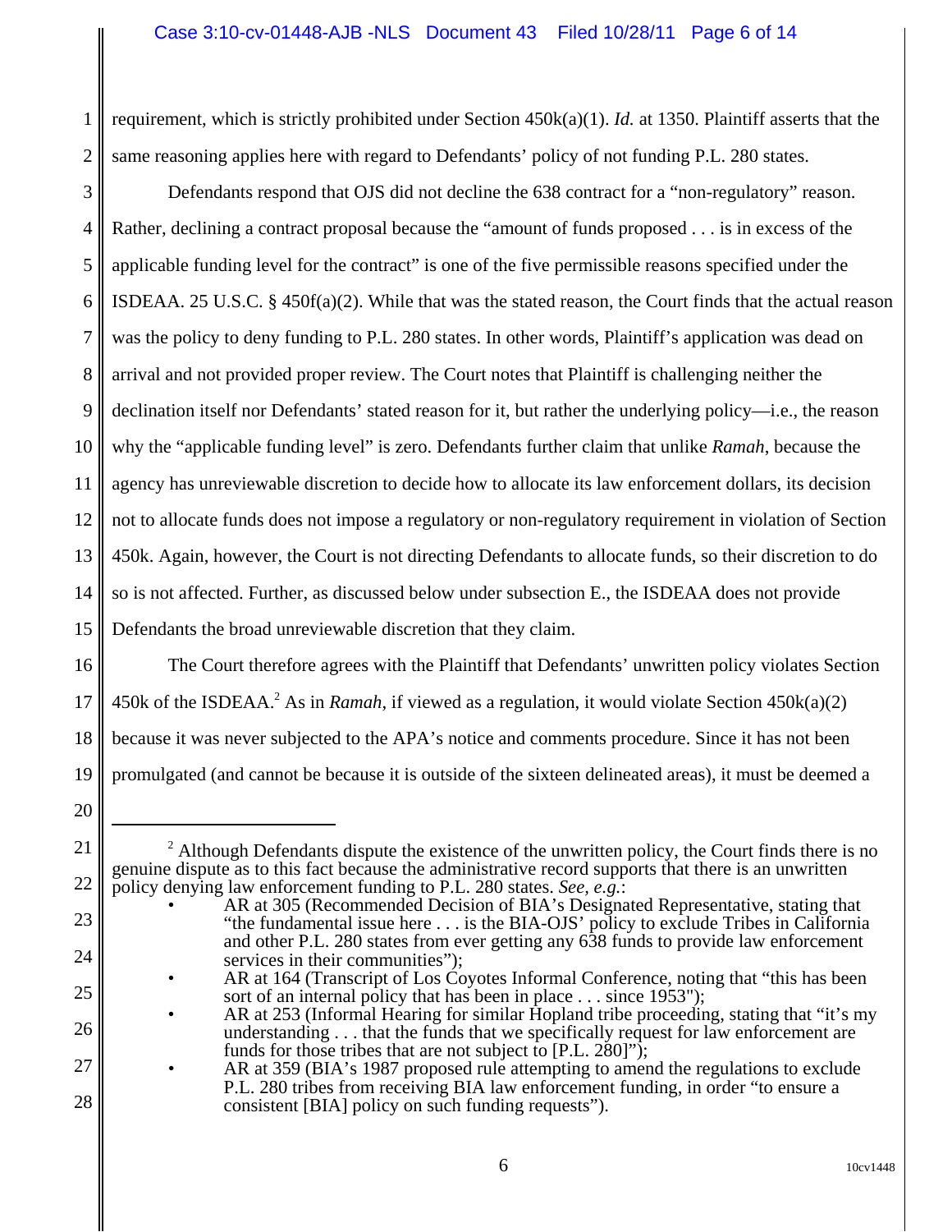requirement, which is strictly prohibited under Section 450k(a)(1). *Id.* at 1350. Plaintiff asserts that the same reasoning applies here with regard to Defendants' policy of not funding P.L. 280 states.

Defendants respond that OJS did not decline the 638 contract for a "non-regulatory" reason. Rather, declining a contract proposal because the "amount of funds proposed . . . is in excess of the applicable funding level for the contract" is one of the five permissible reasons specified under the ISDEAA. 25 U.S.C. § 450f(a)(2). While that was the stated reason, the Court finds that the actual reason was the policy to deny funding to P.L. 280 states. In other words, Plaintiff's application was dead on arrival and not provided proper review. The Court notes that Plaintiff is challenging neither the declination itself nor Defendants' stated reason for it, but rather the underlying policy—i.e., the reason why the "applicable funding level" is zero. Defendants further claim that unlike *Ramah*, because the agency has unreviewable discretion to decide how to allocate its law enforcement dollars, its decision not to allocate funds does not impose a regulatory or non-regulatory requirement in violation of Section 450k. Again, however, the Court is not directing Defendants to allocate funds, so their discretion to do so is not affected. Further, as discussed below under subsection E., the ISDEAA does not provide Defendants the broad unreviewable discretion that they claim.

The Court therefore agrees with the Plaintiff that Defendants' unwritten policy violates Section 450k of the ISDEAA.[2] As in *Ramah*, if viewed as a regulation, it would violate Section 450k(a)(2) because it was never subjected to the APA's notice and comments procedure. Since it has not been promulgated (and cannot be because it is outside of the sixteen delineated areas), it must be deemed a

---

[2] Although Defendants dispute the existence of the unwritten policy, the Court finds there is no genuine dispute as to this fact because the administrative record supports that there is an unwritten policy denying law enforcement funding to P.L. 280 states. *See, e.g.*:

- AR at 305 (Recommended Decision of BIA's Designated Representative, stating that "the fundamental issue here . . . is the BIA-OJS' policy to exclude Tribes in California and other P.L. 280 states from ever getting any 638 funds to provide law enforcement services in their communities");
- AR at 164 (Transcript of Los Coyotes Informal Conference, noting that "this has been sort of an internal policy that has been in place . . . since 1953");
- AR at 253 (Informal Hearing for similar Hopland tribe proceeding, stating that "it's my understanding . . . that the funds that we specifically request for law enforcement are funds for those tribes that are not subject to [P.L. 280]");
- AR at 359 (BIA's 1987 proposed rule attempting to amend the regulations to exclude P.L. 280 tribes from receiving BIA law enforcement funding, in order "to ensure a consistent [BIA] policy on such funding requests").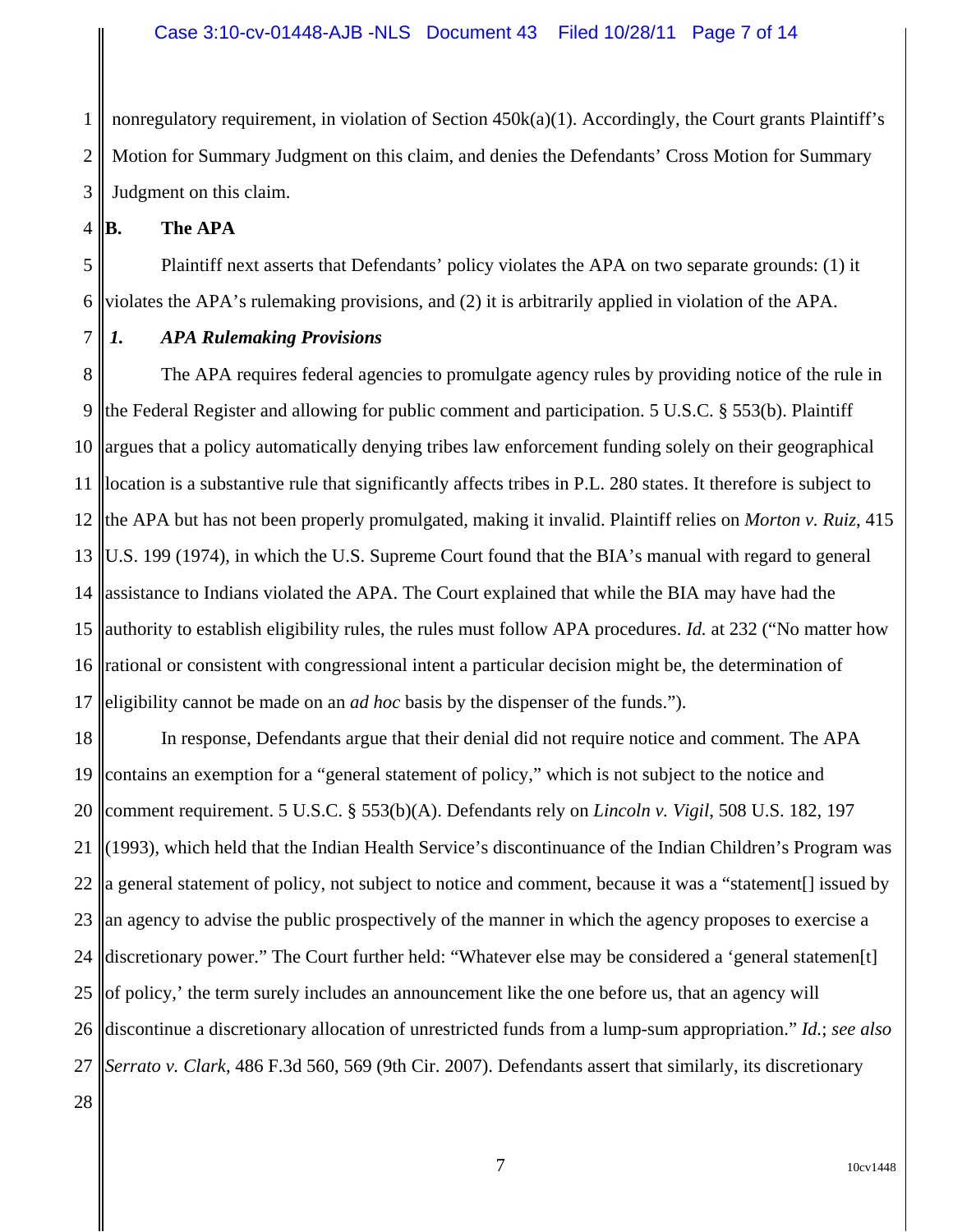nonregulatory requirement, in violation of Section 450k(a)(1). Accordingly, the Court grants Plaintiff's Motion for Summary Judgment on this claim, and denies the Defendants' Cross Motion for Summary Judgment on this claim.

**B. The APA**

Plaintiff next asserts that Defendants' policy violates the APA on two separate grounds: (1) it violates the APA's rulemaking provisions, and (2) it is arbitrarily applied in violation of the APA.

***1. APA Rulemaking Provisions***

The APA requires federal agencies to promulgate agency rules by providing notice of the rule in the Federal Register and allowing for public comment and participation. 5 U.S.C. § 553(b). Plaintiff argues that a policy automatically denying tribes law enforcement funding solely on their geographical location is a substantive rule that significantly affects tribes in P.L. 280 states. It therefore is subject to the APA but has not been properly promulgated, making it invalid. Plaintiff relies on *Morton v. Ruiz*, 415 U.S. 199 (1974), in which the U.S. Supreme Court found that the BIA's manual with regard to general assistance to Indians violated the APA. The Court explained that while the BIA may have had the authority to establish eligibility rules, the rules must follow APA procedures. *Id.* at 232 ("No matter how rational or consistent with congressional intent a particular decision might be, the determination of eligibility cannot be made on an *ad hoc* basis by the dispenser of the funds.").

In response, Defendants argue that their denial did not require notice and comment. The APA contains an exemption for a "general statement of policy," which is not subject to the notice and comment requirement. 5 U.S.C. § 553(b)(A). Defendants rely on *Lincoln v. Vigil*, 508 U.S. 182, 197 (1993), which held that the Indian Health Service's discontinuance of the Indian Children's Program was a general statement of policy, not subject to notice and comment, because it was a "statement[] issued by an agency to advise the public prospectively of the manner in which the agency proposes to exercise a discretionary power." The Court further held: "Whatever else may be considered a 'general statemen[t] of policy,' the term surely includes an announcement like the one before us, that an agency will discontinue a discretionary allocation of unrestricted funds from a lump-sum appropriation." *Id.*; *see also Serrato v. Clark*, 486 F.3d 560, 569 (9th Cir. 2007). Defendants assert that similarly, its discretionary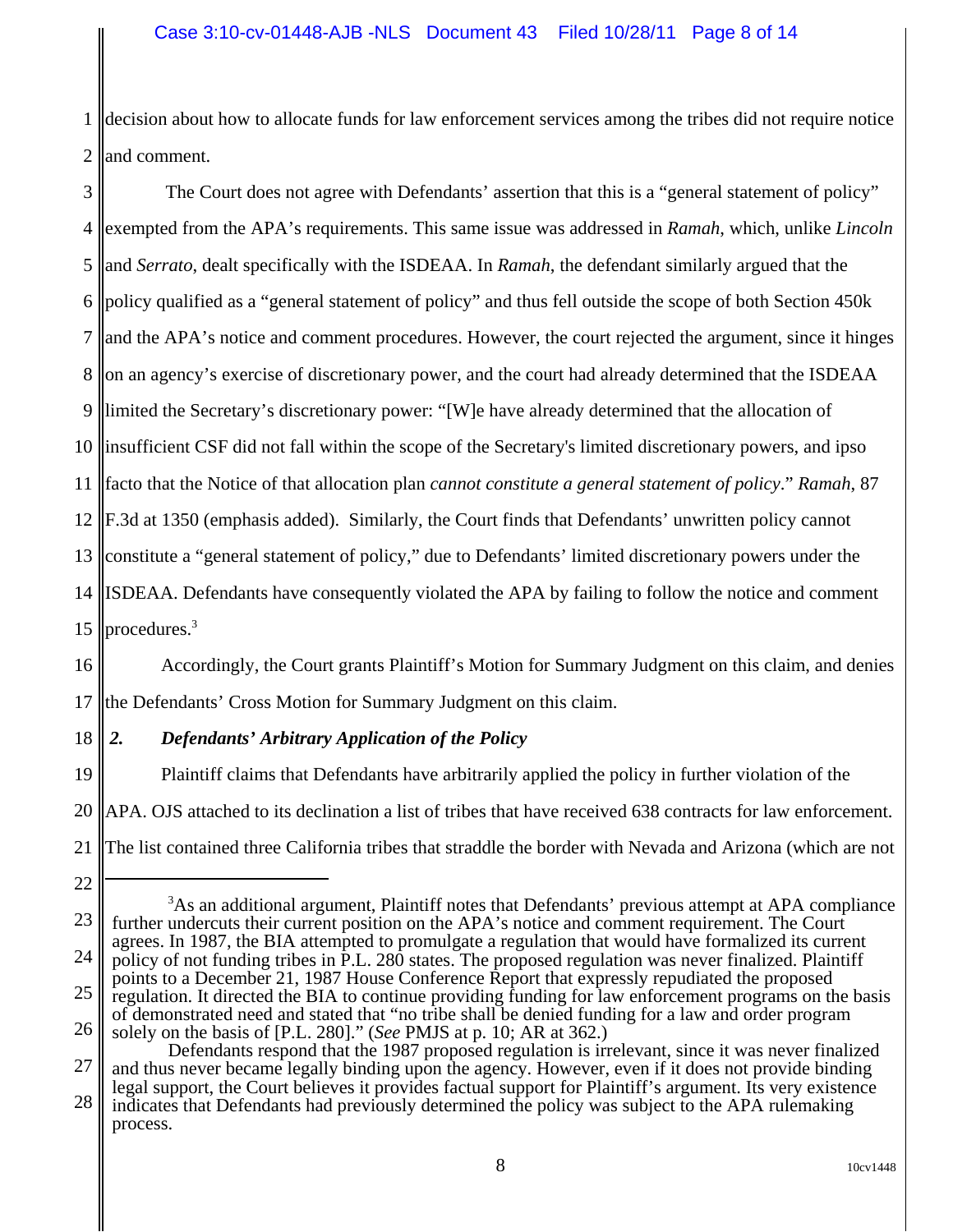decision about how to allocate funds for law enforcement services among the tribes did not require notice and comment.

The Court does not agree with Defendants' assertion that this is a "general statement of policy" exempted from the APA's requirements. This same issue was addressed in *Ramah*, which, unlike *Lincoln* and *Serrato*, dealt specifically with the ISDEAA. In *Ramah*, the defendant similarly argued that the policy qualified as a "general statement of policy" and thus fell outside the scope of both Section 450k and the APA's notice and comment procedures. However, the court rejected the argument, since it hinges on an agency's exercise of discretionary power, and the court had already determined that the ISDEAA limited the Secretary's discretionary power: "[W]e have already determined that the allocation of insufficient CSF did not fall within the scope of the Secretary's limited discretionary powers, and ipso facto that the Notice of that allocation plan *cannot constitute a general statement of policy*." *Ramah*, 87 F.3d at 1350 (emphasis added). Similarly, the Court finds that Defendants' unwritten policy cannot constitute a "general statement of policy," due to Defendants' limited discretionary powers under the ISDEAA. Defendants have consequently violated the APA by failing to follow the notice and comment procedures.[3]

Accordingly, the Court grants Plaintiff's Motion for Summary Judgment on this claim, and denies the Defendants' Cross Motion for Summary Judgment on this claim.

### *2. Defendants' Arbitrary Application of the Policy*

Plaintiff claims that Defendants have arbitrarily applied the policy in further violation of the APA. OJS attached to its declination a list of tribes that have received 638 contracts for law enforcement. The list contained three California tribes that straddle the border with Nevada and Arizona (which are not

---

[3] As an additional argument, Plaintiff notes that Defendants' previous attempt at APA compliance further undercuts their current position on the APA's notice and comment requirement. The Court agrees. In 1987, the BIA attempted to promulgate a regulation that would have formalized its current policy of not funding tribes in P.L. 280 states. The proposed regulation was never finalized. Plaintiff points to a December 21, 1987 House Conference Report that expressly repudiated the proposed regulation. It directed the BIA to continue providing funding for law enforcement programs on the basis of demonstrated need and stated that "no tribe shall be denied funding for a law and order program solely on the basis of [P.L. 280]." (*See* PMJS at p. 10; AR at 362.)

Defendants respond that the 1987 proposed regulation is irrelevant, since it was never finalized and thus never became legally binding upon the agency. However, even if it does not provide binding legal support, the Court believes it provides factual support for Plaintiff's argument. Its very existence indicates that Defendants had previously determined the policy was subject to the APA rulemaking process.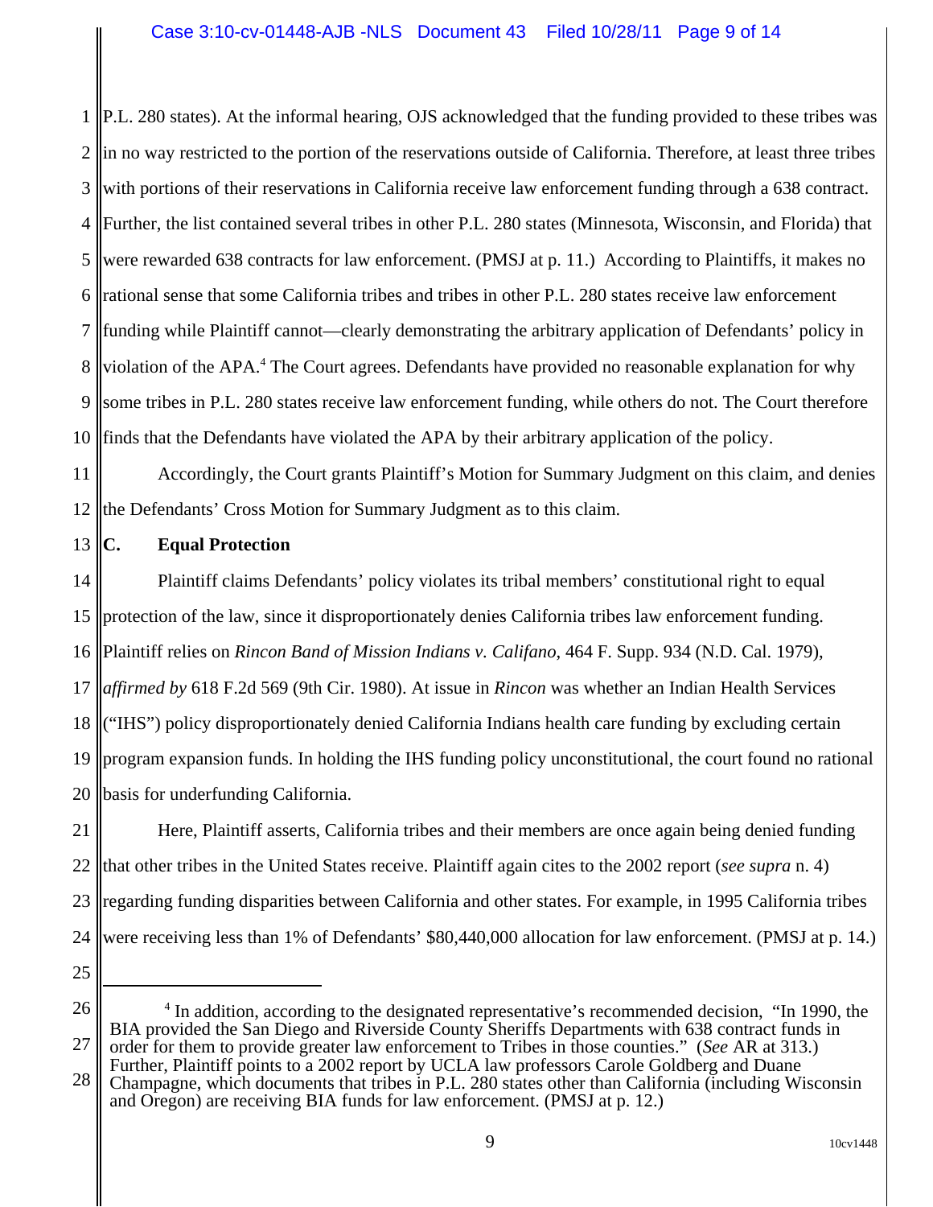P.L. 280 states). At the informal hearing, OJS acknowledged that the funding provided to these tribes was in no way restricted to the portion of the reservations outside of California. Therefore, at least three tribes with portions of their reservations in California receive law enforcement funding through a 638 contract. Further, the list contained several tribes in other P.L. 280 states (Minnesota, Wisconsin, and Florida) that were rewarded 638 contracts for law enforcement. (PMSJ at p. 11.) According to Plaintiffs, it makes no rational sense that some California tribes and tribes in other P.L. 280 states receive law enforcement funding while Plaintiff cannot—clearly demonstrating the arbitrary application of Defendants' policy in violation of the APA.[4] The Court agrees. Defendants have provided no reasonable explanation for why some tribes in P.L. 280 states receive law enforcement funding, while others do not. The Court therefore finds that the Defendants have violated the APA by their arbitrary application of the policy.

Accordingly, the Court grants Plaintiff's Motion for Summary Judgment on this claim, and denies the Defendants' Cross Motion for Summary Judgment as to this claim.

**C. Equal Protection**

Plaintiff claims Defendants' policy violates its tribal members' constitutional right to equal protection of the law, since it disproportionately denies California tribes law enforcement funding. Plaintiff relies on *Rincon Band of Mission Indians v. Califano*, 464 F. Supp. 934 (N.D. Cal. 1979), *affirmed by* 618 F.2d 569 (9th Cir. 1980). At issue in *Rincon* was whether an Indian Health Services ("IHS") policy disproportionately denied California Indians health care funding by excluding certain program expansion funds. In holding the IHS funding policy unconstitutional, the court found no rational basis for underfunding California.

Here, Plaintiff asserts, California tribes and their members are once again being denied funding that other tribes in the United States receive. Plaintiff again cites to the 2002 report (*see supra* n. 4) regarding funding disparities between California and other states. For example, in 1995 California tribes were receiving less than 1% of Defendants' $80,440,000 allocation for law enforcement. (PMSJ at p. 14.)

---

[4] In addition, according to the designated representative's recommended decision, "In 1990, the BIA provided the San Diego and Riverside County Sheriffs Departments with 638 contract funds in order for them to provide greater law enforcement to Tribes in those counties." (*See* AR at 313.) Further, Plaintiff points to a 2002 report by UCLA law professors Carole Goldberg and Duane Champagne, which documents that tribes in P.L. 280 states other than California (including Wisconsin and Oregon) are receiving BIA funds for law enforcement. (PMSJ at p. 12.)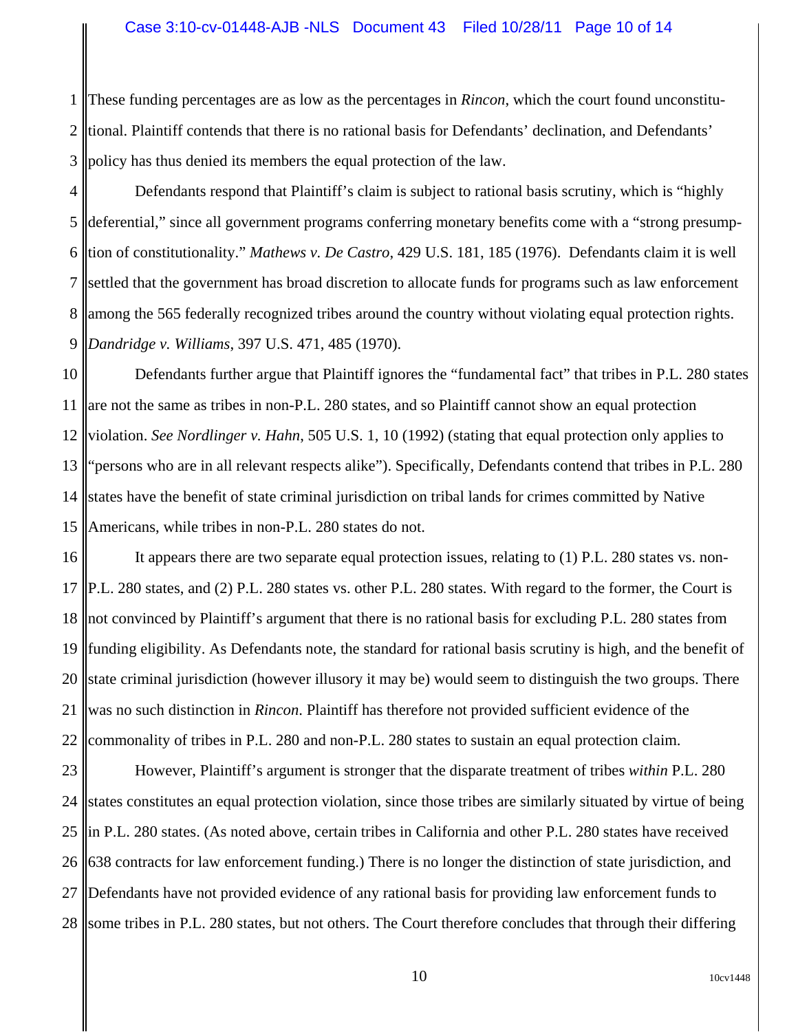These funding percentages are as low as the percentages in *Rincon*, which the court found unconstitutional. Plaintiff contends that there is no rational basis for Defendants' declination, and Defendants' policy has thus denied its members the equal protection of the law.

Defendants respond that Plaintiff's claim is subject to rational basis scrutiny, which is "highly deferential," since all government programs conferring monetary benefits come with a "strong presumption of constitutionality." *Mathews v. De Castro*, 429 U.S. 181, 185 (1976). Defendants claim it is well settled that the government has broad discretion to allocate funds for programs such as law enforcement among the 565 federally recognized tribes around the country without violating equal protection rights. *Dandridge v. Williams*, 397 U.S. 471, 485 (1970).

Defendants further argue that Plaintiff ignores the "fundamental fact" that tribes in P.L. 280 states are not the same as tribes in non-P.L. 280 states, and so Plaintiff cannot show an equal protection violation. *See Nordlinger v. Hahn*, 505 U.S. 1, 10 (1992) (stating that equal protection only applies to "persons who are in all relevant respects alike"). Specifically, Defendants contend that tribes in P.L. 280 states have the benefit of state criminal jurisdiction on tribal lands for crimes committed by Native Americans, while tribes in non-P.L. 280 states do not.

It appears there are two separate equal protection issues, relating to (1) P.L. 280 states vs. non-P.L. 280 states, and (2) P.L. 280 states vs. other P.L. 280 states. With regard to the former, the Court is not convinced by Plaintiff's argument that there is no rational basis for excluding P.L. 280 states from funding eligibility. As Defendants note, the standard for rational basis scrutiny is high, and the benefit of state criminal jurisdiction (however illusory it may be) would seem to distinguish the two groups. There was no such distinction in *Rincon*. Plaintiff has therefore not provided sufficient evidence of the commonality of tribes in P.L. 280 and non-P.L. 280 states to sustain an equal protection claim.

However, Plaintiff's argument is stronger that the disparate treatment of tribes *within* P.L. 280 states constitutes an equal protection violation, since those tribes are similarly situated by virtue of being in P.L. 280 states. (As noted above, certain tribes in California and other P.L. 280 states have received 638 contracts for law enforcement funding.) There is no longer the distinction of state jurisdiction, and Defendants have not provided evidence of any rational basis for providing law enforcement funds to some tribes in P.L. 280 states, but not others. The Court therefore concludes that through their differing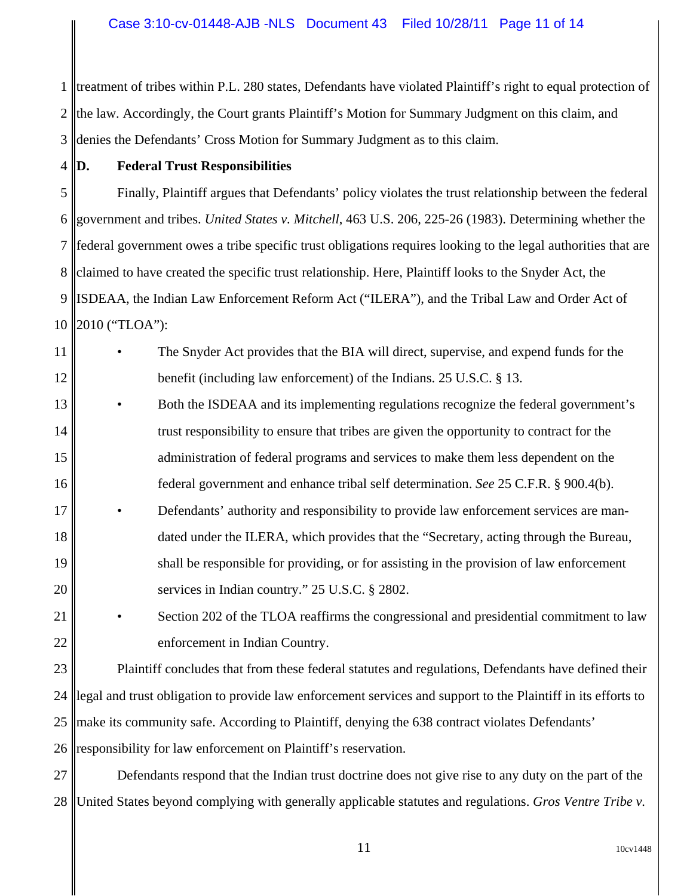treatment of tribes within P.L. 280 states, Defendants have violated Plaintiff's right to equal protection of the law. Accordingly, the Court grants Plaintiff's Motion for Summary Judgment on this claim, and denies the Defendants' Cross Motion for Summary Judgment as to this claim.

**D. Federal Trust Responsibilities**

Finally, Plaintiff argues that Defendants' policy violates the trust relationship between the federal government and tribes. *United States v. Mitchell*, 463 U.S. 206, 225-26 (1983). Determining whether the federal government owes a tribe specific trust obligations requires looking to the legal authorities that are claimed to have created the specific trust relationship. Here, Plaintiff looks to the Snyder Act, the ISDEAA, the Indian Law Enforcement Reform Act ("ILERA"), and the Tribal Law and Order Act of 2010 ("TLOA"):

- The Snyder Act provides that the BIA will direct, supervise, and expend funds for the benefit (including law enforcement) of the Indians. 25 U.S.C. § 13.
- Both the ISDEAA and its implementing regulations recognize the federal government's trust responsibility to ensure that tribes are given the opportunity to contract for the administration of federal programs and services to make them less dependent on the federal government and enhance tribal self determination. *See* 25 C.F.R. § 900.4(b).
- Defendants' authority and responsibility to provide law enforcement services are mandated under the ILERA, which provides that the "Secretary, acting through the Bureau, shall be responsible for providing, or for assisting in the provision of law enforcement services in Indian country." 25 U.S.C. § 2802.
- Section 202 of the TLOA reaffirms the congressional and presidential commitment to law enforcement in Indian Country.

Plaintiff concludes that from these federal statutes and regulations, Defendants have defined their legal and trust obligation to provide law enforcement services and support to the Plaintiff in its efforts to make its community safe. According to Plaintiff, denying the 638 contract violates Defendants' responsibility for law enforcement on Plaintiff's reservation.

Defendants respond that the Indian trust doctrine does not give rise to any duty on the part of the United States beyond complying with generally applicable statutes and regulations. *Gros Ventre Tribe v.*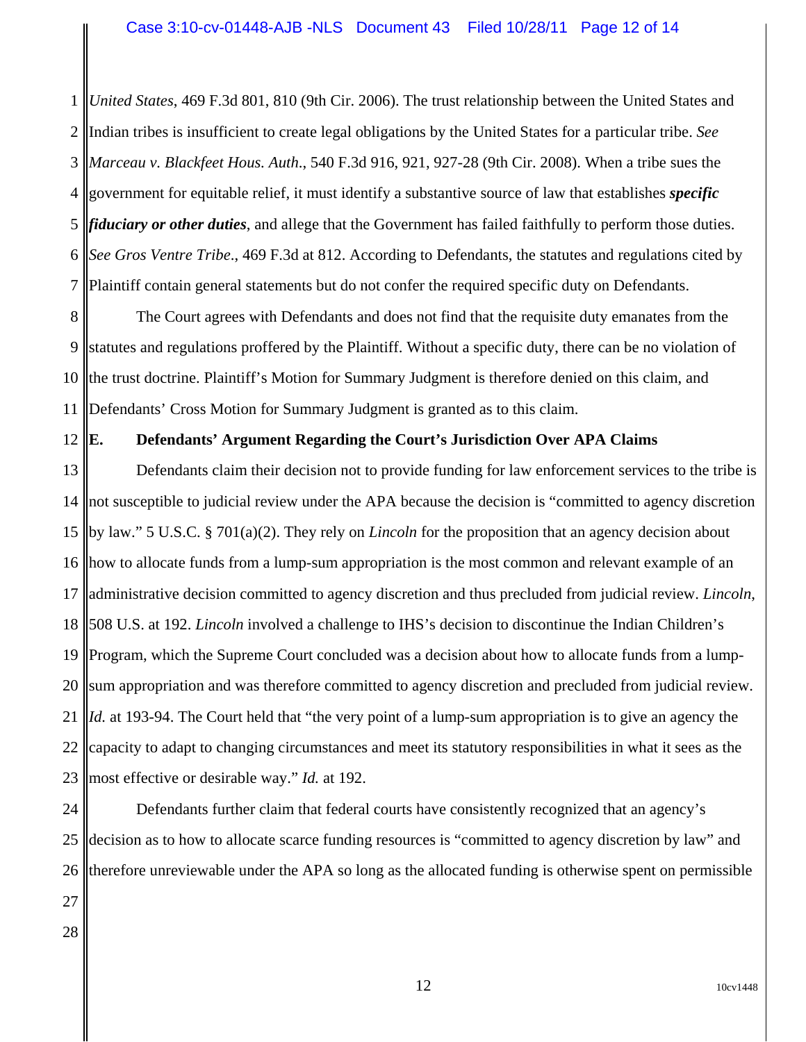*United States*, 469 F.3d 801, 810 (9th Cir. 2006). The trust relationship between the United States and Indian tribes is insufficient to create legal obligations by the United States for a particular tribe. *See Marceau v. Blackfeet Hous. Auth*., 540 F.3d 916, 921, 927-28 (9th Cir. 2008). When a tribe sues the government for equitable relief, it must identify a substantive source of law that establishes ***specific fiduciary or other duties***, and allege that the Government has failed faithfully to perform those duties. *See Gros Ventre Tribe*., 469 F.3d at 812. According to Defendants, the statutes and regulations cited by Plaintiff contain general statements but do not confer the required specific duty on Defendants.

The Court agrees with Defendants and does not find that the requisite duty emanates from the statutes and regulations proffered by the Plaintiff. Without a specific duty, there can be no violation of the trust doctrine. Plaintiff's Motion for Summary Judgment is therefore denied on this claim, and Defendants' Cross Motion for Summary Judgment is granted as to this claim.

**E. Defendants' Argument Regarding the Court's Jurisdiction Over APA Claims**

Defendants claim their decision not to provide funding for law enforcement services to the tribe is not susceptible to judicial review under the APA because the decision is "committed to agency discretion by law." 5 U.S.C. § 701(a)(2). They rely on *Lincoln* for the proposition that an agency decision about how to allocate funds from a lump-sum appropriation is the most common and relevant example of an administrative decision committed to agency discretion and thus precluded from judicial review. *Lincoln*, 508 U.S. at 192. *Lincoln* involved a challenge to IHS's decision to discontinue the Indian Children's Program, which the Supreme Court concluded was a decision about how to allocate funds from a lump-sum appropriation and was therefore committed to agency discretion and precluded from judicial review. *Id.* at 193-94. The Court held that "the very point of a lump-sum appropriation is to give an agency the capacity to adapt to changing circumstances and meet its statutory responsibilities in what it sees as the most effective or desirable way." *Id.* at 192.

Defendants further claim that federal courts have consistently recognized that an agency's decision as to how to allocate scarce funding resources is "committed to agency discretion by law" and therefore unreviewable under the APA so long as the allocated funding is otherwise spent on permissible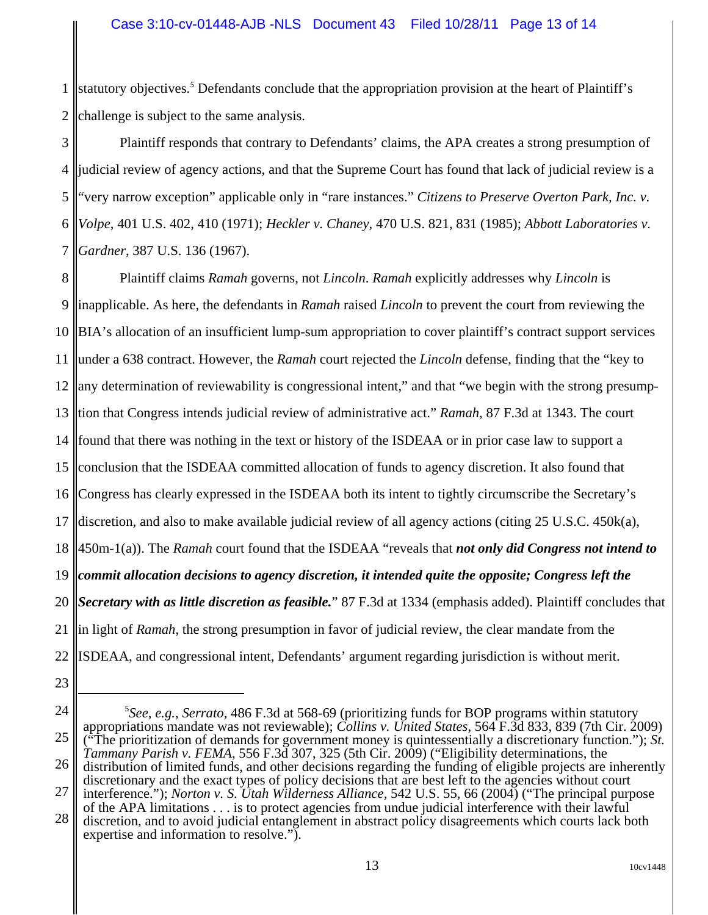statutory objectives.[5] Defendants conclude that the appropriation provision at the heart of Plaintiff's challenge is subject to the same analysis.

Plaintiff responds that contrary to Defendants' claims, the APA creates a strong presumption of judicial review of agency actions, and that the Supreme Court has found that lack of judicial review is a "very narrow exception" applicable only in "rare instances." *Citizens to Preserve Overton Park, Inc. v. Volpe*, 401 U.S. 402, 410 (1971); *Heckler v. Chaney*, 470 U.S. 821, 831 (1985); *Abbott Laboratories v. Gardner*, 387 U.S. 136 (1967).

Plaintiff claims *Ramah* governs, not *Lincoln*. *Ramah* explicitly addresses why *Lincoln* is inapplicable. As here, the defendants in *Ramah* raised *Lincoln* to prevent the court from reviewing the BIA's allocation of an insufficient lump-sum appropriation to cover plaintiff's contract support services under a 638 contract. However, the *Ramah* court rejected the *Lincoln* defense, finding that the "key to any determination of reviewability is congressional intent," and that "we begin with the strong presumption that Congress intends judicial review of administrative act." *Ramah*, 87 F.3d at 1343. The court found that there was nothing in the text or history of the ISDEAA or in prior case law to support a conclusion that the ISDEAA committed allocation of funds to agency discretion. It also found that Congress has clearly expressed in the ISDEAA both its intent to tightly circumscribe the Secretary's discretion, and also to make available judicial review of all agency actions (citing 25 U.S.C. 450k(a), 450m-1(a)). The *Ramah* court found that the ISDEAA "reveals that ***not only did Congress not intend to commit allocation decisions to agency discretion, it intended quite the opposite; Congress left the Secretary with as little discretion as feasible.***" 87 F.3d at 1334 (emphasis added). Plaintiff concludes that in light of *Ramah*, the strong presumption in favor of judicial review, the clear mandate from the ISDEAA, and congressional intent, Defendants' argument regarding jurisdiction is without merit.

---

[5] *See, e.g.*, *Serrato*, 486 F.3d at 568-69 (prioritizing funds for BOP programs within statutory appropriations mandate was not reviewable); *Collins v. United States*, 564 F.3d 833, 839 (7th Cir. 2009) ("The prioritization of demands for government money is quintessentially a discretionary function."); *St. Tammany Parish v. FEMA*, 556 F.3d 307, 325 (5th Cir. 2009) ("Eligibility determinations, the distribution of limited funds, and other decisions regarding the funding of eligible projects are inherently discretionary and the exact types of policy decisions that are best left to the agencies without court interference."); *Norton v. S. Utah Wilderness Alliance*, 542 U.S. 55, 66 (2004) ("The principal purpose of the APA limitations . . . is to protect agencies from undue judicial interference with their lawful discretion, and to avoid judicial entanglement in abstract policy disagreements which courts lack both expertise and information to resolve.").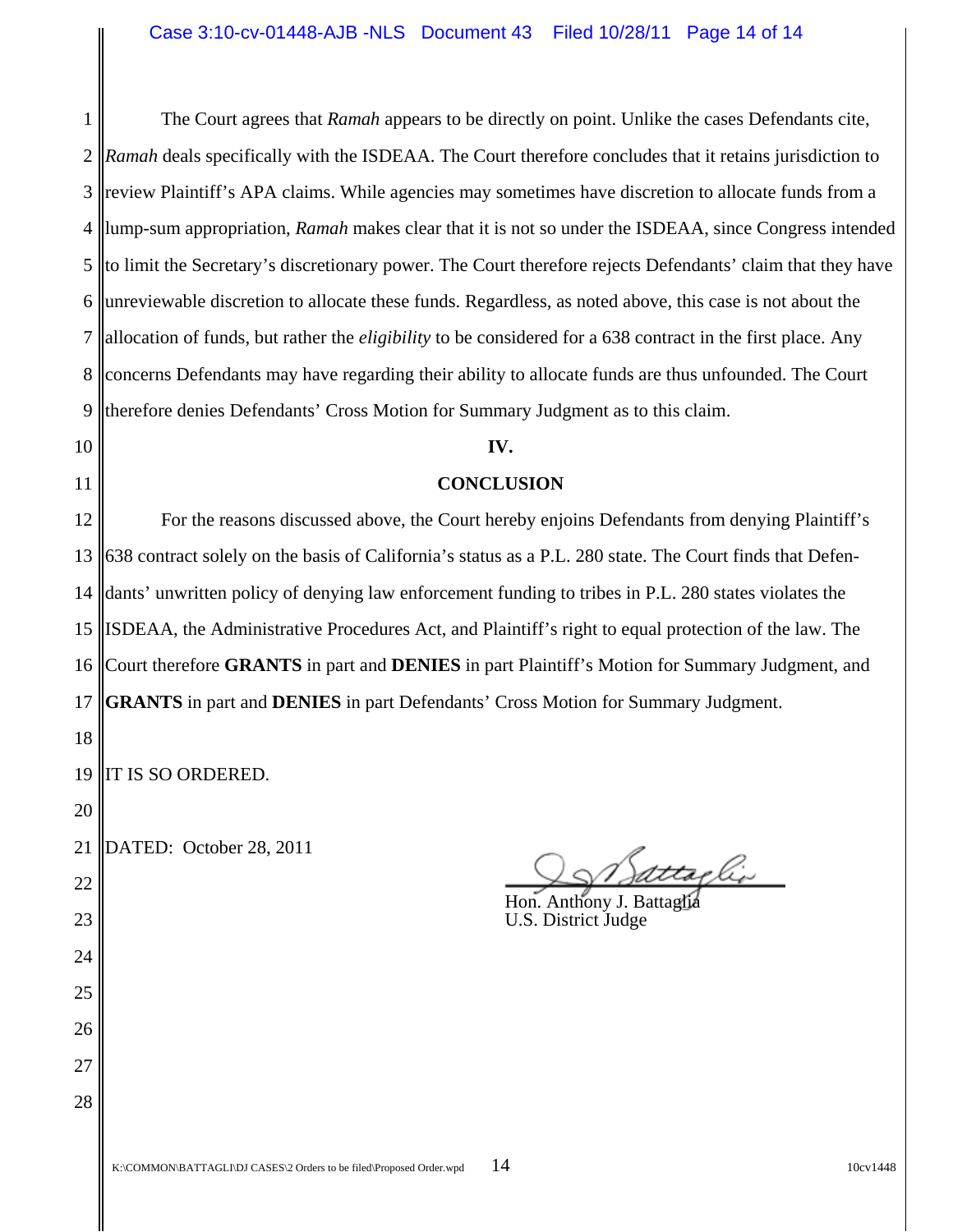The Court agrees that *Ramah* appears to be directly on point. Unlike the cases Defendants cite, *Ramah* deals specifically with the ISDEAA. The Court therefore concludes that it retains jurisdiction to review Plaintiff's APA claims. While agencies may sometimes have discretion to allocate funds from a lump-sum appropriation, *Ramah* makes clear that it is not so under the ISDEAA, since Congress intended to limit the Secretary's discretionary power. The Court therefore rejects Defendants' claim that they have unreviewable discretion to allocate these funds. Regardless, as noted above, this case is not about the allocation of funds, but rather the *eligibility* to be considered for a 638 contract in the first place. Any concerns Defendants may have regarding their ability to allocate funds are thus unfounded. The Court therefore denies Defendants' Cross Motion for Summary Judgment as to this claim.

## IV.

## CONCLUSION

For the reasons discussed above, the Court hereby enjoins Defendants from denying Plaintiff's 638 contract solely on the basis of California's status as a P.L. 280 state. The Court finds that Defendants' unwritten policy of denying law enforcement funding to tribes in P.L. 280 states violates the ISDEAA, the Administrative Procedures Act, and Plaintiff's right to equal protection of the law. The Court therefore **GRANTS** in part and **DENIES** in part Plaintiff's Motion for Summary Judgment, and **GRANTS** in part and **DENIES** in part Defendants' Cross Motion for Summary Judgment.

IT IS SO ORDERED.

DATED: October 28, 2011

Hon. Anthony J. Battaglia
U.S. District Judge